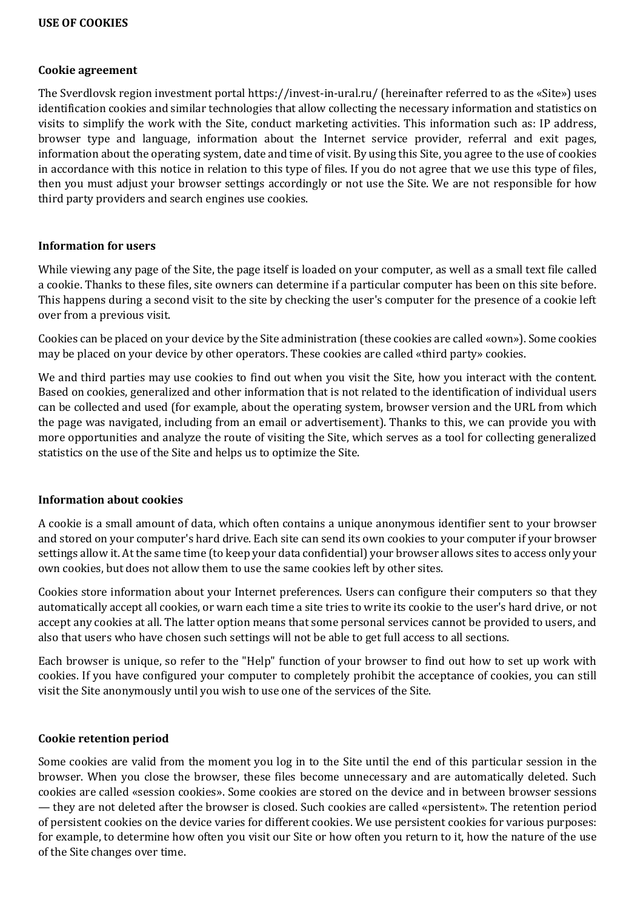# USE OF COOKIES

## Cookie agreement

The Sverdlovsk region investment portal https://invest-in-ural.ru/ (hereinafter referred to as the «Site») uses identification cookies and similar technologies that allow collecting the necessary information and statistics on visits to simplify the work with the Site, conduct marketing activities. This information such as: IP address, browser type and language, information about the Internet service provider, referral and exit pages, information about the operating system, date and time of visit. By using this Site, you agree to the use of cookies in accordance with this notice in relation to this type of files. If you do not agree that we use this type of files, then you must adjust your browser settings accordingly or not use the Site. We are not responsible for how third party providers and search engines use cookies.

## Information for users

While viewing any page of the Site, the page itself is loaded on your computer, as well as a small text file called a cookie. Thanks to these files, site owners can determine if a particular computer has been on this site before. This happens during a second visit to the site by checking the user's computer for the presence of a cookie left over from a previous visit.

Cookies can be placed on your device by the Site administration (these cookies are called «own»). Some cookies may be placed on your device by other operators. These cookies are called «third party» cookies.

We and third parties may use cookies to find out when you visit the Site, how you interact with the content. Based on cookies, generalized and other information that is not related to the identification of individual users can be collected and used (for example, about the operating system, browser version and the URL from which the page was navigated, including from an email or advertisement). Thanks to this, we can provide you with more opportunities and analyze the route of visiting the Site, which serves as a tool for collecting generalized statistics on the use of the Site and helps us to optimize the Site.

## Information about cookies

A cookie is a small amount of data, which often contains a unique anonymous identifier sent to your browser and stored on your computer's hard drive. Each site can send its own cookies to your computer if your browser settings allow it. At the same time (to keep your data confidential) your browser allows sites to access only your own cookies, but does not allow them to use the same cookies left by other sites.

Cookies store information about your Internet preferences. Users can configure their computers so that they automatically accept all cookies, or warn each time a site tries to write its cookie to the user's hard drive, or not accept any cookies at all. The latter option means that some personal services cannot be provided to users, and also that users who have chosen such settings will not be able to get full access to all sections.

Each browser is unique, so refer to the "Help" function of your browser to find out how to set up work with cookies. If you have configured your computer to completely prohibit the acceptance of cookies, you can still visit the Site anonymously until you wish to use one of the services of the Site.

## Cookie retention period

Some cookies are valid from the moment you log in to the Site until the end of this particular session in the browser. When you close the browser, these files become unnecessary and are automatically deleted. Such cookies are called «session cookies». Some cookies are stored on the device and in between browser sessions — they are not deleted after the browser is closed. Such cookies are called «persistent». The retention period of persistent cookies on the device varies for different cookies. We use persistent cookies for various purposes: for example, to determine how often you visit our Site or how often you return to it, how the nature of the use of the Site changes over time.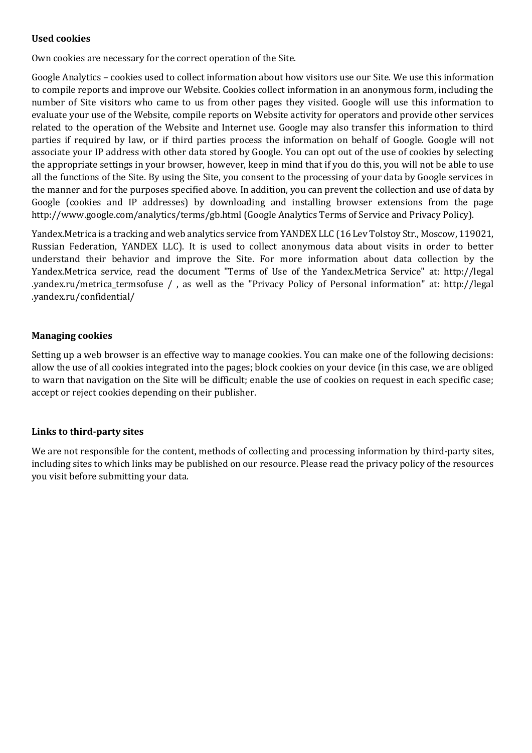**Used cookies**

Own cookies are necessary for the correct operation of the Site.

Google Analytics – cookies used to collect information about how visitors use our Site. We use this information to compile reports and improve our Website. Cookies collect information in an anonymous form, including the number of Site visitors who came to us from other pages they visited. Google will use this information to evaluate your use of the Website, compile reports on Website activity for operators and provide other services related to the operation of the Website and Internet use. Google may also transfer this information to third parties if required by law, or if third parties process the information on behalf of Google. Google will not associate your IP address with other data stored by Google. You can opt out of the use of cookies by selecting the appropriate settings in your browser, however, keep in mind that if you do this, you will not be able to use all the functions of the Site. By using the Site, you consent to the processing of your data by Google services in the manner and for the purposes specified above. In addition, you can prevent the collection and use of data by Google (cookies and IP addresses) by downloading and installing browser extensions from the page http://www.google.com/analytics/terms/gb.html (Google Analytics Terms of Service and Privacy Policy).

Yandex.Metrica is a tracking and web analytics service from YANDEX LLC (16 Lev Tolstoy Str., Moscow, 119021, Russian Federation, YANDEX LLC). It is used to collect anonymous data about visits in order to better understand their behavior and improve the Site. For more information about data collection by the Yandex.Metrica service, read the document "Terms of Use of the Yandex.Metrica Service" at: http://legal .yandex.ru/metrica_termsofuse / , as well as the "Privacy Policy of Personal information" at: http://legal .yandex.ru/confidential/

**Managing cookies**

Setting up a web browser is an effective way to manage cookies. You can make one of the following decisions: allow the use of all cookies integrated into the pages; block cookies on your device (in this case, we are obliged to warn that navigation on the Site will be difficult; enable the use of cookies on request in each specific case; accept or reject cookies depending on their publisher.

**Links to third-party sites**

We are not responsible for the content, methods of collecting and processing information by third-party sites, including sites to which links may be published on our resource. Please read the privacy policy of the resources you visit before submitting your data.